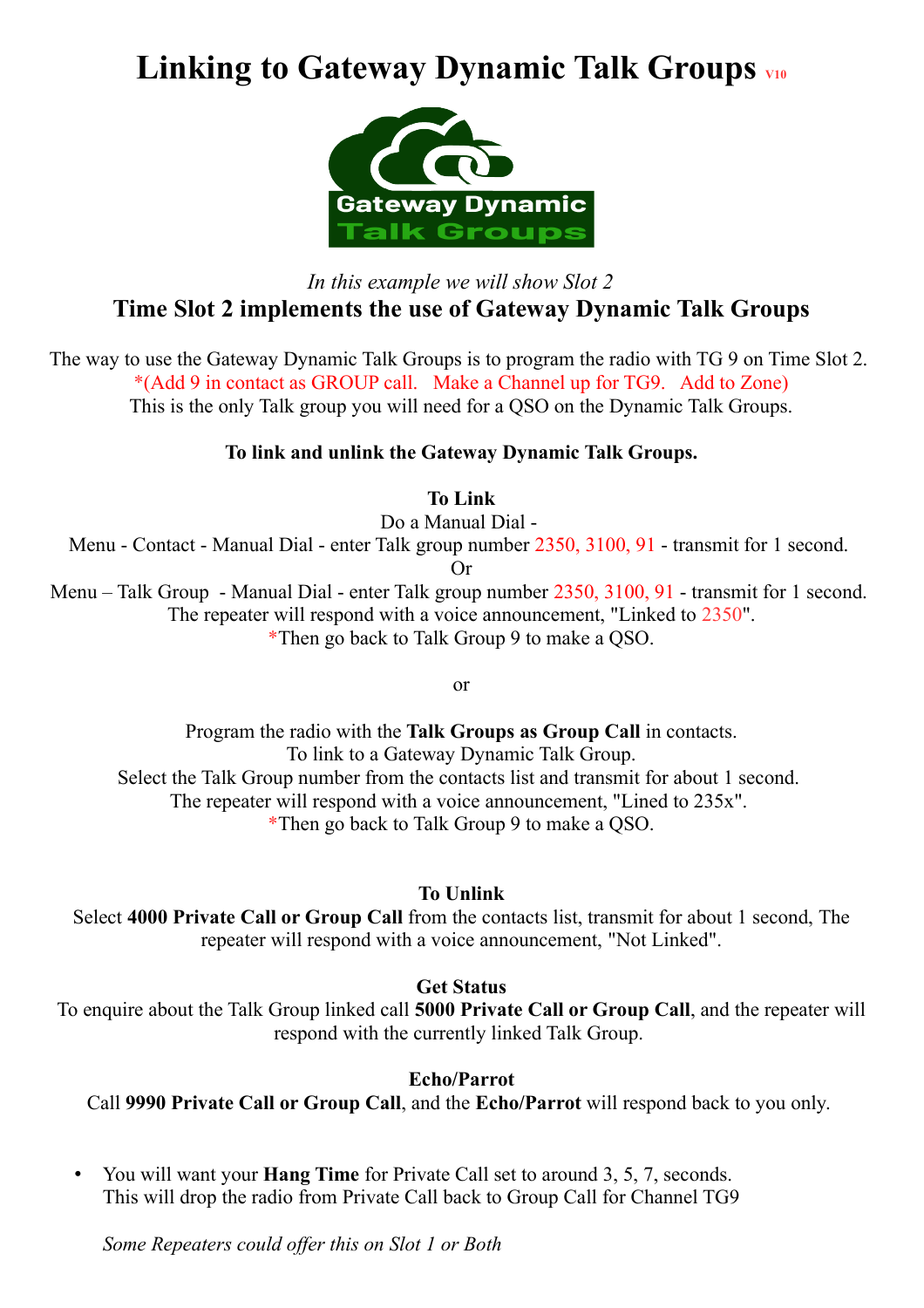# Linking to Gateway Dynamic Talk Groups V10

Gateway Dynamic
Talk Groups

*In this example we will show Slot 2*

## Time Slot 2 implements the use of Gateway Dynamic Talk Groups

The way to use the Gateway Dynamic Talk Groups is to program the radio with TG 9 on Time Slot 2.
*(Add 9 in contact as GROUP call. Make a Channel up for TG9. Add to Zone)
This is the only Talk group you will need for a QSO on the Dynamic Talk Groups.

**To link and unlink the Gateway Dynamic Talk Groups.**

**To Link**

Do a Manual Dial -
Menu - Contact - Manual Dial - enter Talk group number 2350, 3100, 91 - transmit for 1 second.
Or
Menu – Talk Group - Manual Dial - enter Talk group number 2350, 3100, 91 - transmit for 1 second.
The repeater will respond with a voice announcement, "Linked to 2350".
*Then go back to Talk Group 9 to make a QSO.

or

Program the radio with the **Talk Groups as Group Call** in contacts.
To link to a Gateway Dynamic Talk Group.
Select the Talk Group number from the contacts list and transmit for about 1 second.
The repeater will respond with a voice announcement, "Lined to 235x".
*Then go back to Talk Group 9 to make a QSO.

**To Unlink**

Select **4000 Private Call or Group Call** from the contacts list, transmit for about 1 second, The repeater will respond with a voice announcement, "Not Linked".

**Get Status**

To enquire about the Talk Group linked call **5000 Private Call or Group Call**, and the repeater will respond with the currently linked Talk Group.

**Echo/Parrot**

Call **9990 Private Call or Group Call**, and the **Echo/Parrot** will respond back to you only.

- You will want your **Hang Time** for Private Call set to around 3, 5, 7, seconds.
  This will drop the radio from Private Call back to Group Call for Channel TG9

  *Some Repeaters could offer this on Slot 1 or Both*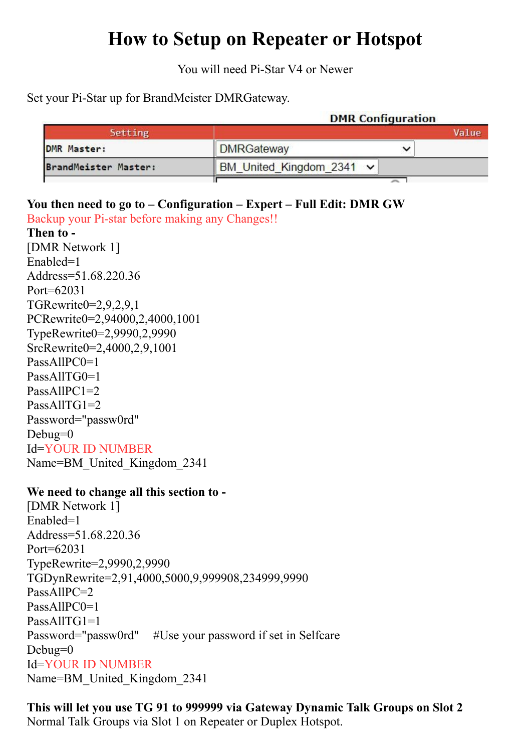# How to Setup on Repeater or Hotspot

You will need Pi-Star V4 or Newer

Set your Pi-Star up for BrandMeister DMRGateway.

**DMR Configuration**

| Setting | Value |
|---|---|
| DMR Master: | DMRGateway |
| BrandMeister Master: | BM_United_Kingdom_2341 |

**You then need to go to – Configuration – Expert – Full Edit: DMR GW**

Backup your Pi-star before making any Changes!!

**Then to -**

[DMR Network 1]
Enabled=1
Address=51.68.220.36
Port=62031
TGRewrite0=2,9,2,9,1
PCRewrite0=2,94000,2,4000,1001
TypeRewrite0=2,9990,2,9990
SrcRewrite0=2,4000,2,9,1001
PassAllPC0=1
PassAllTG0=1
PassAllPC1=2
PassAllTG1=2
Password="passw0rd"
Debug=0
Id=YOUR ID NUMBER
Name=BM_United_Kingdom_2341

**We need to change all this section to -**

[DMR Network 1]
Enabled=1
Address=51.68.220.36
Port=62031
TypeRewrite=2,9990,2,9990
TGDynRewrite=2,91,4000,5000,9,999908,234999,9990
PassAllPC=2
PassAllPC0=1
PassAllTG1=1
Password="passw0rd" #Use your password if set in Selfcare
Debug=0
Id=YOUR ID NUMBER
Name=BM_United_Kingdom_2341

**This will let you use TG 91 to 999999 via Gateway Dynamic Talk Groups on Slot 2**
Normal Talk Groups via Slot 1 on Repeater or Duplex Hotspot.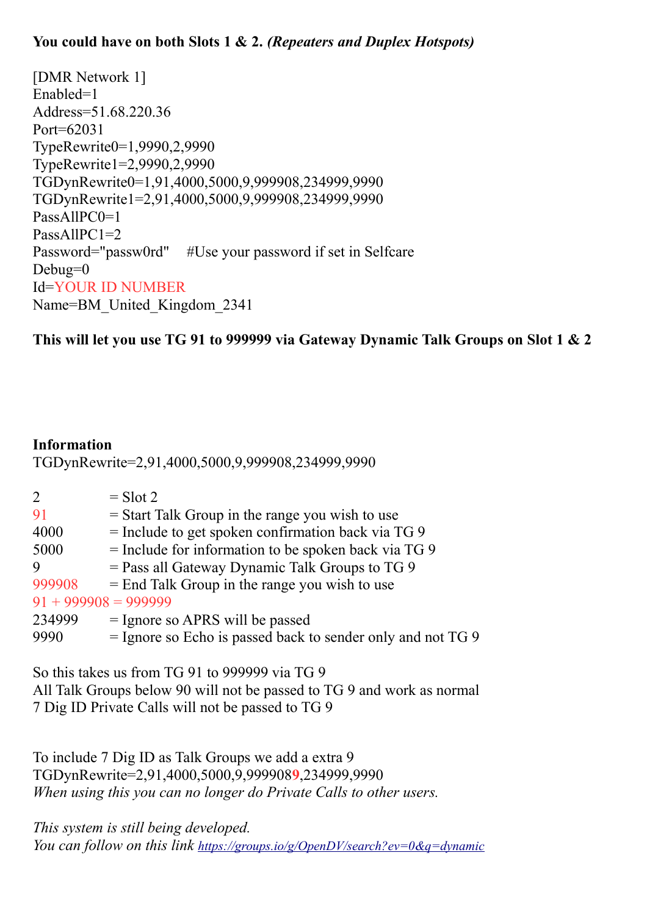**You could have on both Slots 1 & 2.** ***(Repeaters and Duplex Hotspots)***

[DMR Network 1]
Enabled=1
Address=51.68.220.36
Port=62031
TypeRewrite0=1,9990,2,9990
TypeRewrite1=2,9990,2,9990
TGDynRewrite0=1,91,4000,5000,9,999908,234999,9990
TGDynRewrite1=2,91,4000,5000,9,999908,234999,9990
PassAllPC0=1
PassAllPC1=2
Password="passw0rd"     #Use your password if set in Selfcare
Debug=0
Id=YOUR ID NUMBER
Name=BM_United_Kingdom_2341

**This will let you use TG 91 to 999999 via Gateway Dynamic Talk Groups on Slot 1 & 2**

**Information**

TGDynRewrite=2,91,4000,5000,9,999908,234999,9990

| | |
|---|---|
| 2 | = Slot 2 |
| 91 | = Start Talk Group in the range you wish to use |
| 4000 | = Include to get spoken confirmation back via TG 9 |
| 5000 | = Include for information to be spoken back via TG 9 |
| 9 | = Pass all Gateway Dynamic Talk Groups to TG 9 |
| 999908 | = End Talk Group in the range you wish to use |
| 91 + 999908 = 999999 | |
| 234999 | = Ignore so APRS will be passed |
| 9990 | = Ignore so Echo is passed back to sender only and not TG 9 |

So this takes us from TG 91 to 999999 via TG 9
All Talk Groups below 90 will not be passed to TG 9 and work as normal
7 Dig ID Private Calls will not be passed to TG 9

To include 7 Dig ID as Talk Groups we add a extra 9
TGDynRewrite=2,91,4000,5000,9,999908**9**,234999,9990
*When using this you can no longer do Private Calls to other users.*

*This system is still being developed.*
*You can follow on this link* [https://groups.io/g/OpenDV/search?ev=0&q=dynamic](https://groups.io/g/OpenDV/search?ev=0&q=dynamic)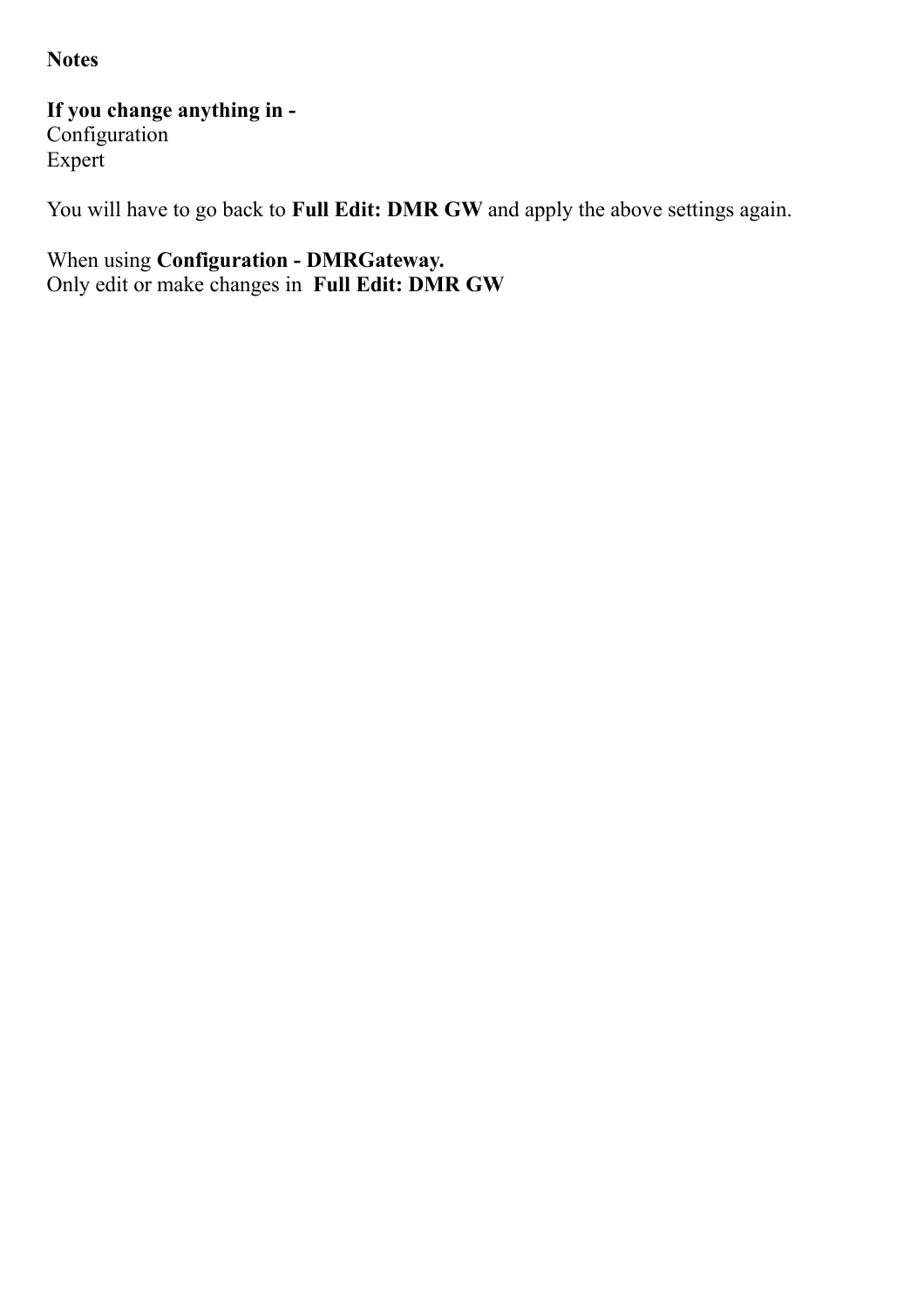**Notes**

**If you change anything in -**
Configuration
Expert

You will have to go back to **Full Edit: DMR GW** and apply the above settings again.

When using **Configuration - DMRGateway.**
Only edit or make changes in **Full Edit: DMR GW**